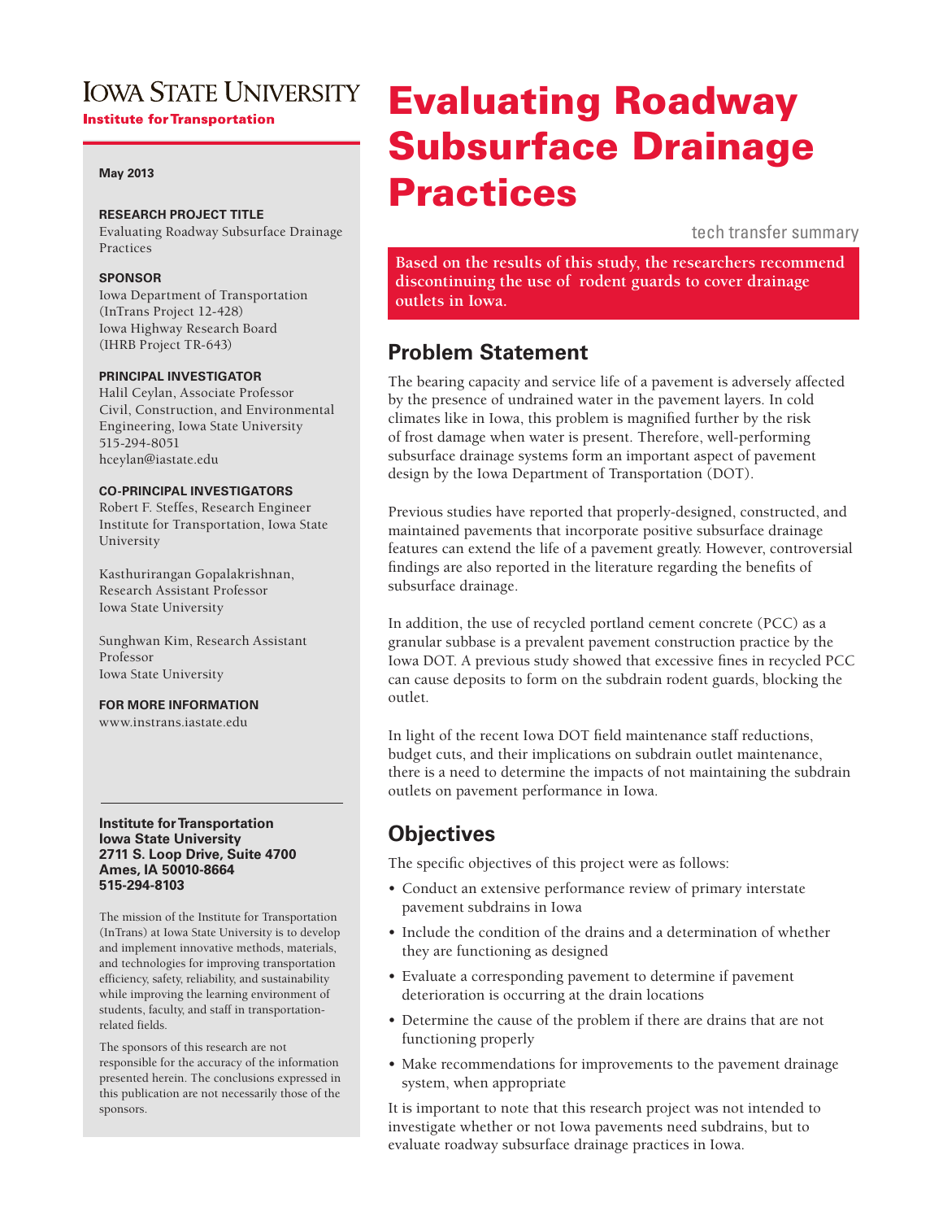# Evaluating Roadway Subsurface Drainage Practices

tech transfer summary

**Based on the results of this study, the researchers recommend discontinuing the use of rodent guards to cover drainage outlets in Iowa.**

## Problem Statement

The bearing capacity and service life of a pavement is adversely affected by the presence of undrained water in the pavement layers. In cold climates like in Iowa, this problem is magnified further by the risk of frost damage when water is present. Therefore, well-performing subsurface drainage systems form an important aspect of pavement design by the Iowa Department of Transportation (DOT).

Previous studies have reported that properly-designed, constructed, and maintained pavements that incorporate positive subsurface drainage features can extend the life of a pavement greatly. However, controversial findings are also reported in the literature regarding the benefits of subsurface drainage.

In addition, the use of recycled portland cement concrete (PCC) as a granular subbase is a prevalent pavement construction practice by the Iowa DOT. A previous study showed that excessive fines in recycled PCC can cause deposits to form on the subdrain rodent guards, blocking the outlet.

In light of the recent Iowa DOT field maintenance staff reductions, budget cuts, and their implications on subdrain outlet maintenance, there is a need to determine the impacts of not maintaining the subdrain outlets on pavement performance in Iowa.

## Objectives

The specific objectives of this project were as follows:

- Conduct an extensive performance review of primary interstate pavement subdrains in Iowa
- Include the condition of the drains and a determination of whether they are functioning as designed
- Evaluate a corresponding pavement to determine if pavement deterioration is occurring at the drain locations
- Determine the cause of the problem if there are drains that are not functioning properly
- Make recommendations for improvements to the pavement drainage system, when appropriate

It is important to note that this research project was not intended to investigate whether or not Iowa pavements need subdrains, but to evaluate roadway subsurface drainage practices in Iowa.

---

IOWA STATE UNIVERSITY
**Institute for Transportation**

**May 2013**

**RESEARCH PROJECT TITLE**
Evaluating Roadway Subsurface Drainage Practices

**SPONSOR**
Iowa Department of Transportation (InTrans Project 12-428)
Iowa Highway Research Board (IHRB Project TR-643)

**PRINCIPAL INVESTIGATOR**
Halil Ceylan, Associate Professor
Civil, Construction, and Environmental Engineering, Iowa State University
515-294-8051
hceylan@iastate.edu

**CO-PRINCIPAL INVESTIGATORS**
Robert F. Steffes, Research Engineer
Institute for Transportation, Iowa State University

Kasthurirangan Gopalakrishnan, Research Assistant Professor
Iowa State University

Sunghwan Kim, Research Assistant Professor
Iowa State University

**FOR MORE INFORMATION**
www.instrans.iastate.edu

**Institute for Transportation**
**Iowa State University**
**2711 S. Loop Drive, Suite 4700**
**Ames, IA 50010-8664**
**515-294-8103**

The mission of the Institute for Transportation (InTrans) at Iowa State University is to develop and implement innovative methods, materials, and technologies for improving transportation efficiency, safety, reliability, and sustainability while improving the learning environment of students, faculty, and staff in transportation-related fields.

The sponsors of this research are not responsible for the accuracy of the information presented herein. The conclusions expressed in this publication are not necessarily those of the sponsors.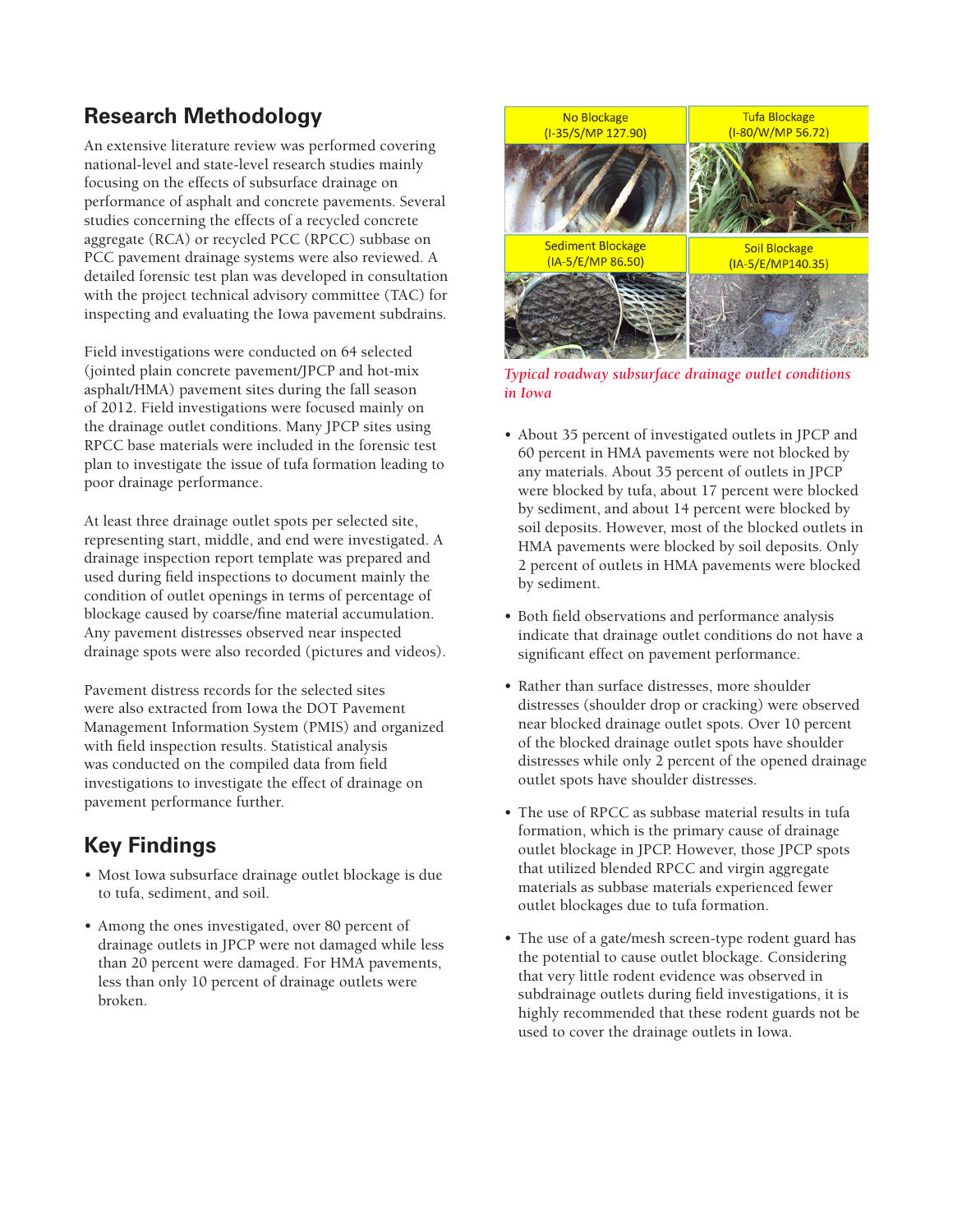## Research Methodology

An extensive literature review was performed covering national-level and state-level research studies mainly focusing on the effects of subsurface drainage on performance of asphalt and concrete pavements. Several studies concerning the effects of a recycled concrete aggregate (RCA) or recycled PCC (RPCC) subbase on PCC pavement drainage systems were also reviewed. A detailed forensic test plan was developed in consultation with the project technical advisory committee (TAC) for inspecting and evaluating the Iowa pavement subdrains.

Field investigations were conducted on 64 selected (jointed plain concrete pavement/JPCP and hot-mix asphalt/HMA) pavement sites during the fall season of 2012. Field investigations were focused mainly on the drainage outlet conditions. Many JPCP sites using RPCC base materials were included in the forensic test plan to investigate the issue of tufa formation leading to poor drainage performance.

At least three drainage outlet spots per selected site, representing start, middle, and end were investigated. A drainage inspection report template was prepared and used during field inspections to document mainly the condition of outlet openings in terms of percentage of blockage caused by coarse/fine material accumulation. Any pavement distresses observed near inspected drainage spots were also recorded (pictures and videos).

Pavement distress records for the selected sites were also extracted from Iowa the DOT Pavement Management Information System (PMIS) and organized with field inspection results. Statistical analysis was conducted on the compiled data from field investigations to investigate the effect of drainage on pavement performance further.

## Key Findings

- Most Iowa subsurface drainage outlet blockage is due to tufa, sediment, and soil.
- Among the ones investigated, over 80 percent of drainage outlets in JPCP were not damaged while less than 20 percent were damaged. For HMA pavements, less than only 10 percent of drainage outlets were broken.

No Blockage (I-35/S/MP 127.90) | Tufa Blockage (I-80/W/MP 56.72) | Sediment Blockage (IA-5/E/MP 86.50) | Soil Blockage (IA-5/E/MP140.35)

*Typical roadway subsurface drainage outlet conditions in Iowa*

- About 35 percent of investigated outlets in JPCP and 60 percent in HMA pavements were not blocked by any materials. About 35 percent of outlets in JPCP were blocked by tufa, about 17 percent were blocked by sediment, and about 14 percent were blocked by soil deposits. However, most of the blocked outlets in HMA pavements were blocked by soil deposits. Only 2 percent of outlets in HMA pavements were blocked by sediment.
- Both field observations and performance analysis indicate that drainage outlet conditions do not have a significant effect on pavement performance.
- Rather than surface distresses, more shoulder distresses (shoulder drop or cracking) were observed near blocked drainage outlet spots. Over 10 percent of the blocked drainage outlet spots have shoulder distresses while only 2 percent of the opened drainage outlet spots have shoulder distresses.
- The use of RPCC as subbase material results in tufa formation, which is the primary cause of drainage outlet blockage in JPCP. However, those JPCP spots that utilized blended RPCC and virgin aggregate materials as subbase materials experienced fewer outlet blockages due to tufa formation.
- The use of a gate/mesh screen-type rodent guard has the potential to cause outlet blockage. Considering that very little rodent evidence was observed in subdrainage outlets during field investigations, it is highly recommended that these rodent guards not be used to cover the drainage outlets in Iowa.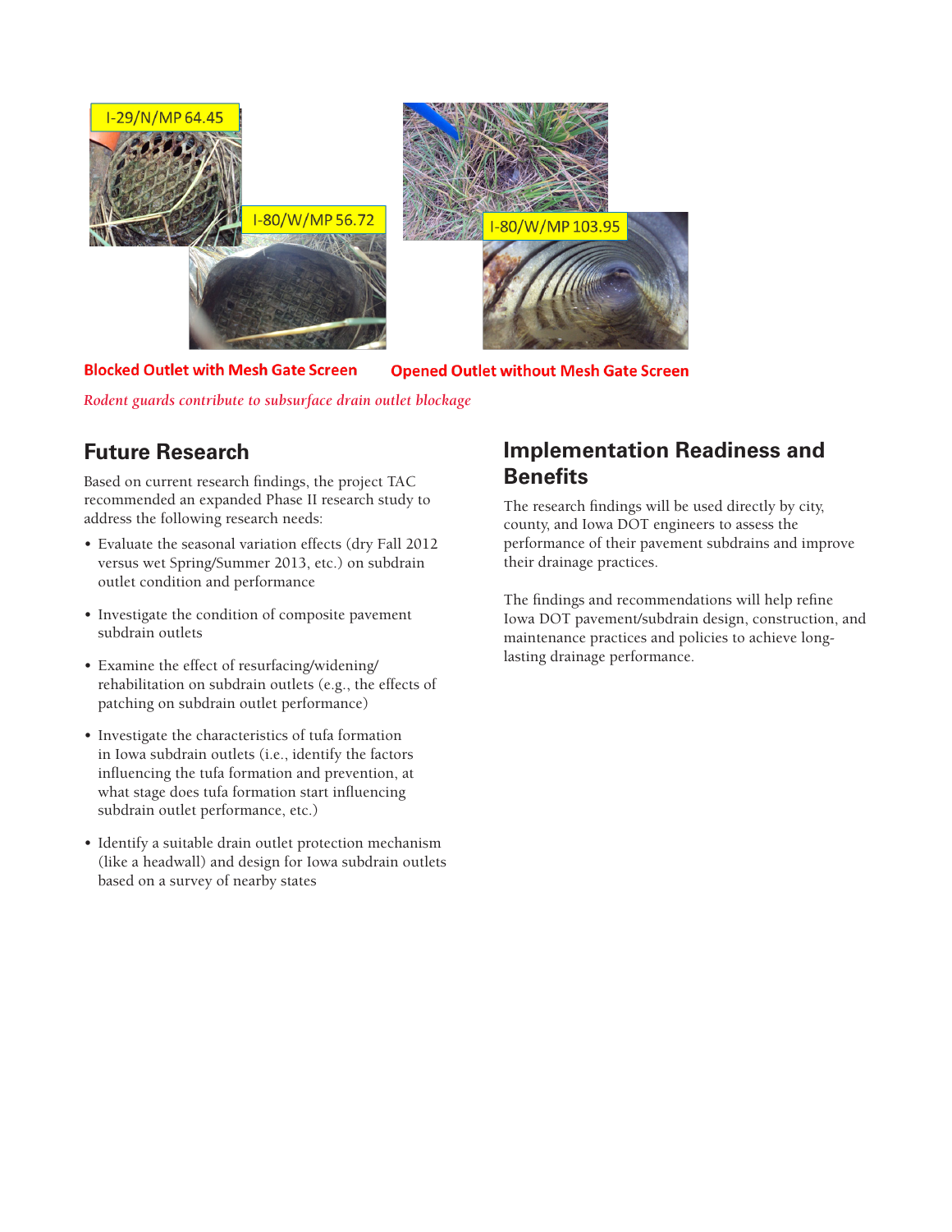I-29/N/MP 64.45

I-80/W/MP 56.72

I-80/W/MP 103.95

**Blocked Outlet with Mesh Gate Screen**

**Opened Outlet without Mesh Gate Screen**

*Rodent guards contribute to subsurface drain outlet blockage*

## Future Research

Based on current research findings, the project TAC recommended an expanded Phase II research study to address the following research needs:

- Evaluate the seasonal variation effects (dry Fall 2012 versus wet Spring/Summer 2013, etc.) on subdrain outlet condition and performance
- Investigate the condition of composite pavement subdrain outlets
- Examine the effect of resurfacing/widening/rehabilitation on subdrain outlets (e.g., the effects of patching on subdrain outlet performance)
- Investigate the characteristics of tufa formation in Iowa subdrain outlets (i.e., identify the factors influencing the tufa formation and prevention, at what stage does tufa formation start influencing subdrain outlet performance, etc.)
- Identify a suitable drain outlet protection mechanism (like a headwall) and design for Iowa subdrain outlets based on a survey of nearby states

## Implementation Readiness and Benefits

The research findings will be used directly by city, county, and Iowa DOT engineers to assess the performance of their pavement subdrains and improve their drainage practices.

The findings and recommendations will help refine Iowa DOT pavement/subdrain design, construction, and maintenance practices and policies to achieve long-lasting drainage performance.